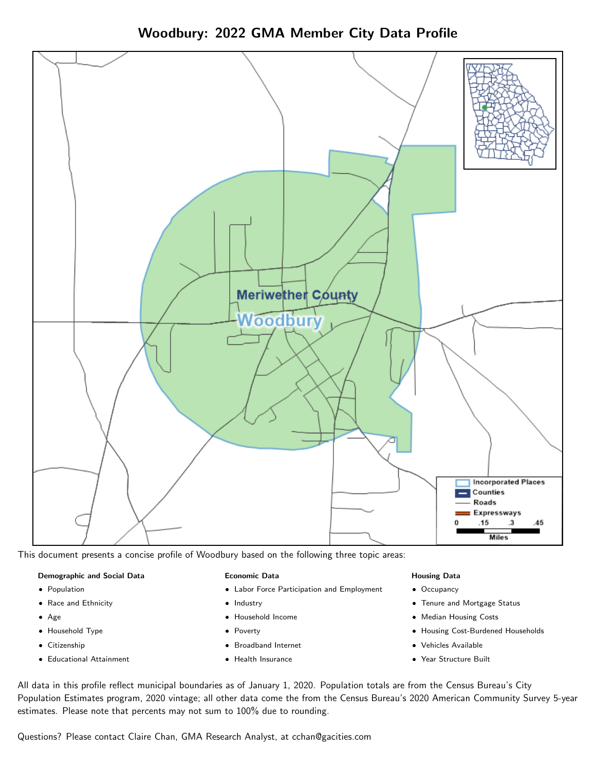# Woodbury: 2022 GMA Member City Data Profile

This document presents a concise profile of Woodbury based on the following three topic areas:

**Demographic and Social Data**

- Population
- Race and Ethnicity
- Age
- Household Type
- Citizenship
- Educational Attainment

**Economic Data**

- Labor Force Participation and Employment
- Industry
- Household Income
- Poverty
- Broadband Internet
- Health Insurance

**Housing Data**

- Occupancy
- Tenure and Mortgage Status
- Median Housing Costs
- Housing Cost-Burdened Households
- Vehicles Available
- Year Structure Built

All data in this profile reflect municipal boundaries as of January 1, 2020. Population totals are from the Census Bureau's City Population Estimates program, 2020 vintage; all other data come the from the Census Bureau's 2020 American Community Survey 5-year estimates. Please note that percents may not sum to 100% due to rounding.

Questions? Please contact Claire Chan, GMA Research Analyst, at cchan@gacities.com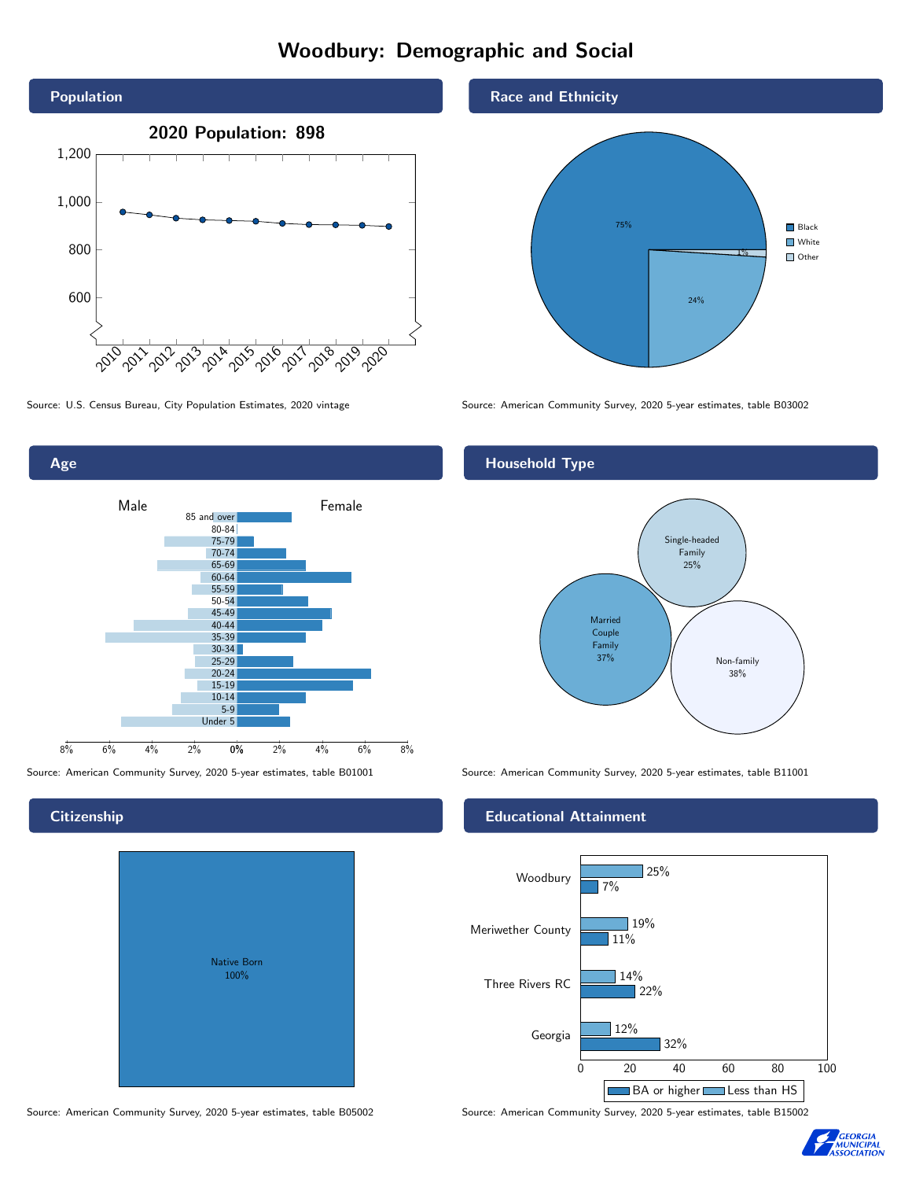# Woodbury: Demographic and Social

## Population

2020 Population: 898

Source: U.S. Census Bureau, City Population Estimates, 2020 vintage

## Race and Ethnicity

| Race | Percent |
|---|---|
| Black | 75% |
| White | 24% |
| Other | 1% |

Source: American Community Survey, 2020 5-year estimates, table B03002

## Age

Source: American Community Survey, 2020 5-year estimates, table B01001

## Household Type

| Household Type | Percent |
|---|---|
| Married Couple Family | 37% |
| Single-headed Family | 25% |
| Non-family | 38% |

Source: American Community Survey, 2020 5-year estimates, table B11001

## Citizenship

Native Born 100%

Source: American Community Survey, 2020 5-year estimates, table B05002

## Educational Attainment

| Area | Less than HS | BA or higher |
|---|---|---|
| Woodbury | 25% | 7% |
| Meriwether County | 19% | 11% |
| Three Rivers RC | 14% | 22% |
| Georgia | 12% | 32% |

Source: American Community Survey, 2020 5-year estimates, table B15002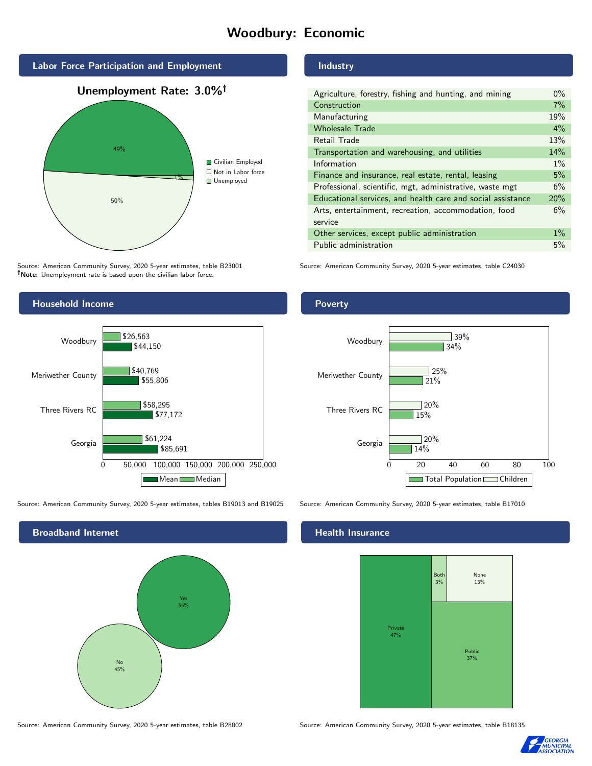# Woodbury: Economic

## Labor Force Participation and Employment

**Unemployment Rate: 3.0%†**

| Category | Percent |
|---|---|
| Civilian Employed | 49% |
| Not in Labor force | 50% |
| Unemployed | 1% |

Source: American Community Survey, 2020 5-year estimates, table B23001
**†Note:** Unemployment rate is based upon the civilian labor force.

## Industry

| Industry | Percent |
|---|---|
| Agriculture, forestry, fishing and hunting, and mining | 0% |
| Construction | 7% |
| Manufacturing | 19% |
| Wholesale Trade | 4% |
| Retail Trade | 13% |
| Transportation and warehousing, and utilities | 14% |
| Information | 1% |
| Finance and insurance, real estate, rental, leasing | 5% |
| Professional, scientific, mgt, administrative, waste mgt | 6% |
| Educational services, and health care and social assistance | 20% |
| Arts, entertainment, recreation, accommodation, food service | 6% |
| Other services, except public administration | 1% |
| Public administration | 5% |

Source: American Community Survey, 2020 5-year estimates, table C24030

## Household Income

| Area | Median | Mean |
|---|---|---|
| Woodbury | $26,563 | $44,150 |
| Meriwether County | $40,769 | $55,806 |
| Three Rivers RC | $58,295 | $77,172 |
| Georgia | $61,224 | $85,691 |

Source: American Community Survey, 2020 5-year estimates, tables B19013 and B19025

## Poverty

| Area | Children | Total Population |
|---|---|---|
| Woodbury | 39% | 34% |
| Meriwether County | 25% | 21% |
| Three Rivers RC | 20% | 15% |
| Georgia | 20% | 14% |

Source: American Community Survey, 2020 5-year estimates, table B17010

## Broadband Internet

| Response | Percent |
|---|---|
| Yes | 55% |
| No | 45% |

Source: American Community Survey, 2020 5-year estimates, table B28002

## Health Insurance

| Type | Percent |
|---|---|
| Private | 47% |
| Both | 3% |
| None | 13% |
| Public | 37% |

Source: American Community Survey, 2020 5-year estimates, table B18135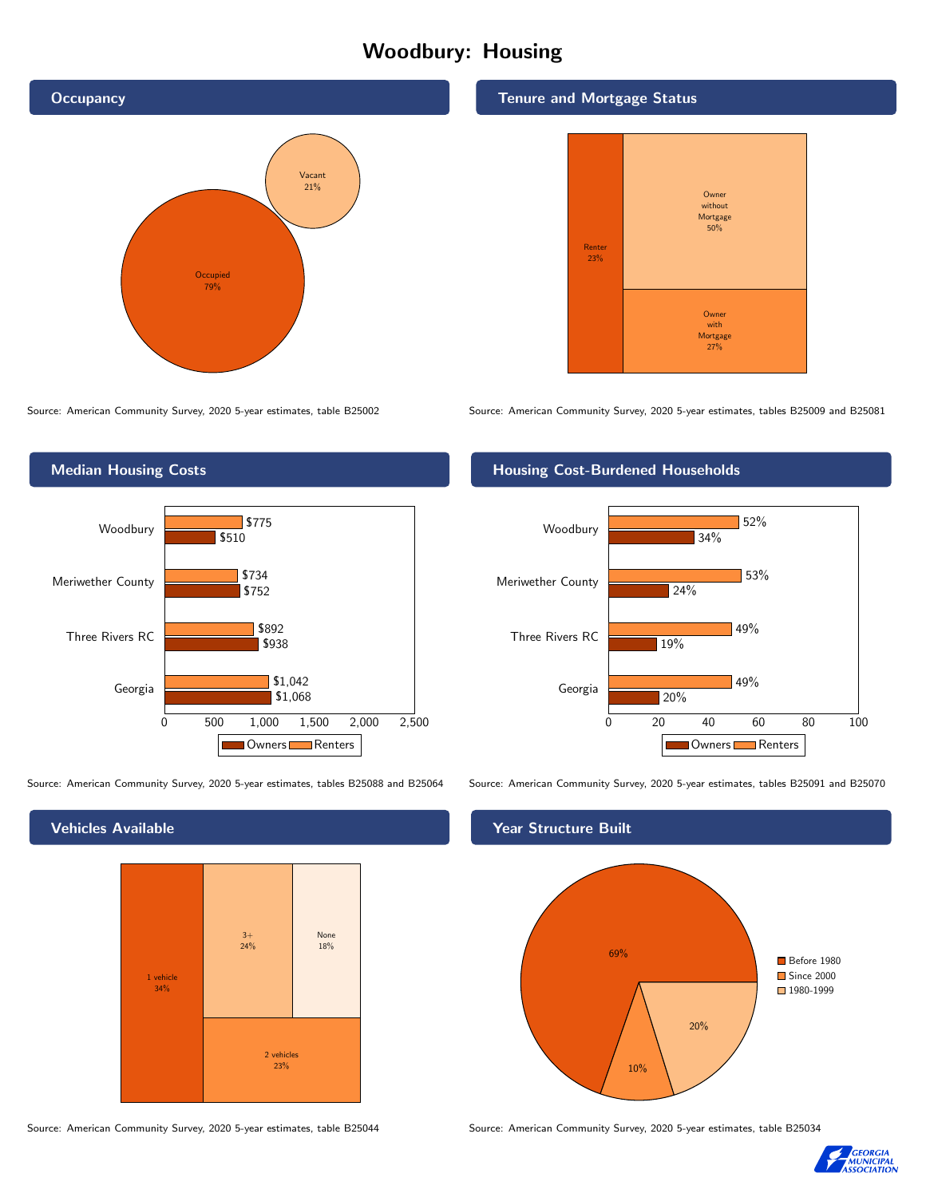# Woodbury: Housing

## Occupancy

Vacant
21%

Occupied
79%

Source: American Community Survey, 2020 5-year estimates, table B25002

## Tenure and Mortgage Status

Renter
23%

Owner without Mortgage
50%

Owner with Mortgage
27%

Source: American Community Survey, 2020 5-year estimates, tables B25009 and B25081

## Median Housing Costs

Woodbury
$775
$510

Meriwether County
$734
$752

Three Rivers RC
$892
$938

Georgia
$1,042
$1,068

0 500 1,000 1,500 2,000 2,500

Owners Renters

Source: American Community Survey, 2020 5-year estimates, tables B25088 and B25064

## Housing Cost-Burdened Households

Woodbury
52%
34%

Meriwether County
53%
24%

Three Rivers RC
49%
19%

Georgia
49%
20%

0 20 40 60 80 100

Owners Renters

Source: American Community Survey, 2020 5-year estimates, tables B25091 and B25070

## Vehicles Available

1 vehicle
34%

3+
24%

None
18%

2 vehicles
23%

Source: American Community Survey, 2020 5-year estimates, table B25044

## Year Structure Built

69%

10%

20%

Before 1980
Since 2000
1980-1999

Source: American Community Survey, 2020 5-year estimates, table B25034